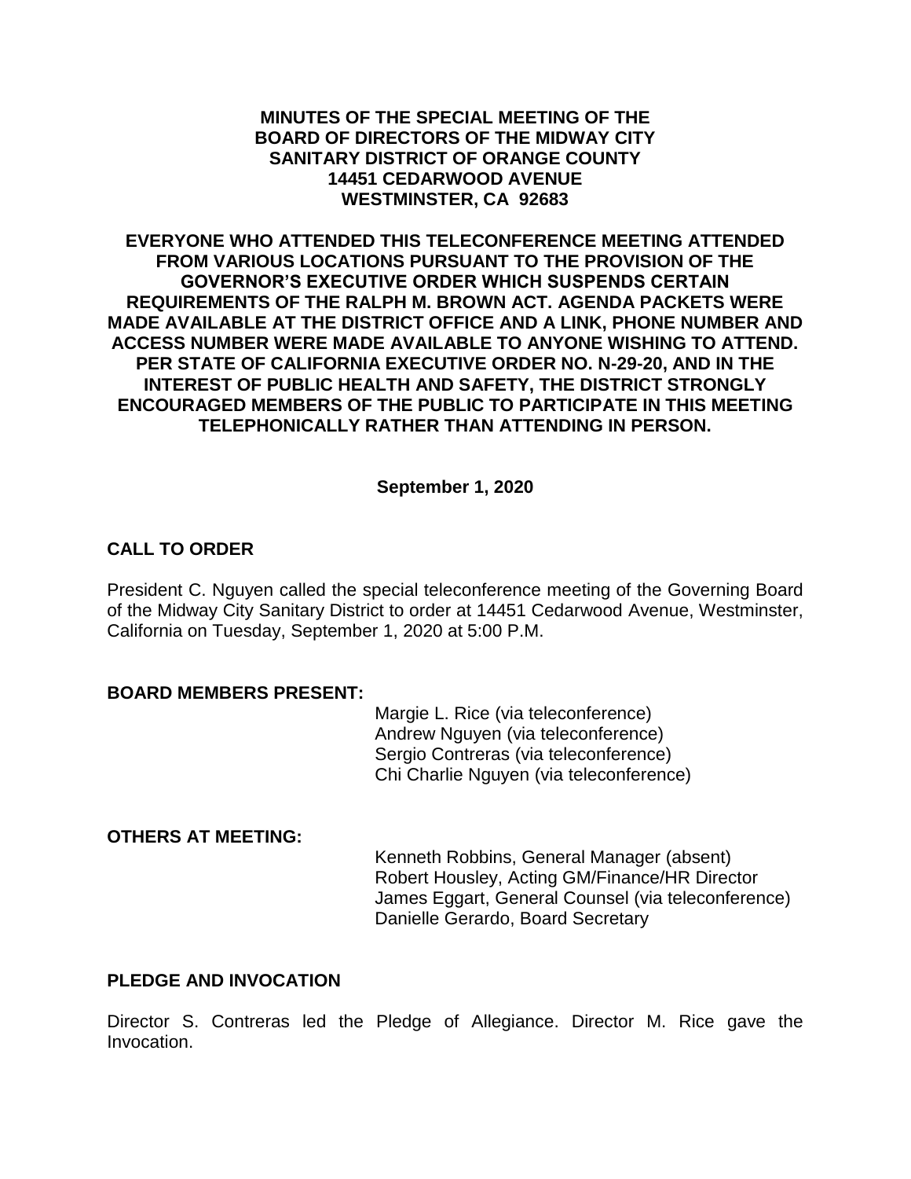# MINUTES OF THE SPECIAL MEETING OF THE BOARD OF DIRECTORS OF THE MIDWAY CITY SANITARY DISTRICT OF ORANGE COUNTY 14451 CEDARWOOD AVENUE WESTMINSTER, CA 92683

**EVERYONE WHO ATTENDED THIS TELECONFERENCE MEETING ATTENDED FROM VARIOUS LOCATIONS PURSUANT TO THE PROVISION OF THE GOVERNOR'S EXECUTIVE ORDER WHICH SUSPENDS CERTAIN REQUIREMENTS OF THE RALPH M. BROWN ACT. AGENDA PACKETS WERE MADE AVAILABLE AT THE DISTRICT OFFICE AND A LINK, PHONE NUMBER AND ACCESS NUMBER WERE MADE AVAILABLE TO ANYONE WISHING TO ATTEND. PER STATE OF CALIFORNIA EXECUTIVE ORDER NO. N-29-20, AND IN THE INTEREST OF PUBLIC HEALTH AND SAFETY, THE DISTRICT STRONGLY ENCOURAGED MEMBERS OF THE PUBLIC TO PARTICIPATE IN THIS MEETING TELEPHONICALLY RATHER THAN ATTENDING IN PERSON.**

**September 1, 2020**

## CALL TO ORDER

President C. Nguyen called the special teleconference meeting of the Governing Board of the Midway City Sanitary District to order at 14451 Cedarwood Avenue, Westminster, California on Tuesday, September 1, 2020 at 5:00 P.M.

## BOARD MEMBERS PRESENT:

Margie L. Rice (via teleconference)
Andrew Nguyen (via teleconference)
Sergio Contreras (via teleconference)
Chi Charlie Nguyen (via teleconference)

## OTHERS AT MEETING:

Kenneth Robbins, General Manager (absent)
Robert Housley, Acting GM/Finance/HR Director
James Eggart, General Counsel (via teleconference)
Danielle Gerardo, Board Secretary

## PLEDGE AND INVOCATION

Director S. Contreras led the Pledge of Allegiance. Director M. Rice gave the Invocation.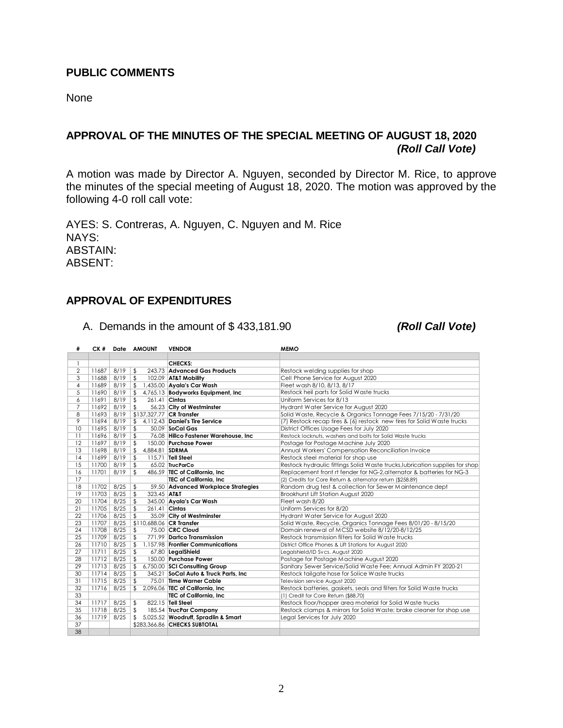## PUBLIC COMMENTS

None

## APPROVAL OF THE MINUTES OF THE SPECIAL MEETING OF AUGUST 18, 2020 *(Roll Call Vote)*

A motion was made by Director A. Nguyen, seconded by Director M. Rice, to approve the minutes of the special meeting of August 18, 2020. The motion was approved by the following 4-0 roll call vote:

AYES: S. Contreras, A. Nguyen, C. Nguyen and M. Rice
NAYS:
ABSTAIN:
ABSENT:

## APPROVAL OF EXPENDITURES

A. Demands in the amount of $ 433,181.90 ***(Roll Call Vote)***

| # | CK # | Date | AMOUNT | VENDOR | MEMO |
|---|---|---|---|---|---|
| | | | | | |
| 1 | | | | **CHECKS:** | |
| 2 | 11687 | 8/19 | $ 243.73 | **Advanced Gas Products** | Restock welding supplies for shop |
| 3 | 11688 | 8/19 | $ 102.09 | **AT&T Mobility** | Cell Phone Service for August 2020 |
| 4 | 11689 | 8/19 | $ 1,435.00 | **Ayala's Car Wash** | Fleet wash 8/10, 8/13, 8/17 |
| 5 | 11690 | 8/19 | $ 4,765.13 | **Bodyworks Equipment, Inc** | Restock heil parts for Solid Waste trucks |
| 6 | 11691 | 8/19 | $ 261.41 | **Cintas** | Uniform Services for 8/13 |
| 7 | 11692 | 8/19 | $ 56.23 | **City of Westminster** | Hydrant Water Service for August 2020 |
| 8 | 11693 | 8/19 | $137,327.77 | **CR Transfer** | Solid Waste, Recycle & Organics Tonnage Fees 7/15/20 - 7/31/20 |
| 9 | 11694 | 8/19 | $ 4,112.43 | **Daniel's Tire Service** | (7) Restock recap tires & (6) restock new tires for Solid Waste trucks |
| 10 | 11695 | 8/19 | $ 50.09 | **SoCal Gas** | District Offices Usage Fees for July 2020 |
| 11 | 11696 | 8/19 | $ 76.08 | **Hillco Fastener Warehouse, Inc** | Restock locknuts, washers and bolts for Solid Waste trucks |
| 12 | 11697 | 8/19 | $ 150.00 | **Purchase Power** | Postage for Postage Machine July 2020 |
| 13 | 11698 | 8/19 | $ 4,884.81 | **SDRMA** | Annual Workers' Compensation Reconciliation Invoice |
| 14 | 11699 | 8/19 | $ 115.71 | **Tell Steel** | Restock steel material for shop use |
| 15 | 11700 | 8/19 | $ 65.02 | **TrucParCo** | Restock hydraulic fittings Solid Waste trucks,lubrication supplies for shop |
| 16 | 11701 | 8/19 | $ 486.59 | **TEC of California, Inc** | Replacement front rt fender for NG-2,alternator & batteries for NG-3 |
| 17 | | | | **TEC of California, Inc** | (2) Credits for Core Return & alternator return ($258.89) |
| 18 | 11702 | 8/25 | $ 59.50 | **Advanced Workplace Strategies** | Random drug test & collection for Sewer Maintenance dept |
| 19 | 11703 | 8/25 | $ 323.45 | **AT&T** | Brookhurst Lift Station August 2020 |
| 20 | 11704 | 8/25 | $ 345.00 | **Ayala's Car Wash** | Fleet wash 8/20 |
| 21 | 11705 | 8/25 | $ 261.41 | **Cintas** | Uniform Services for 8/20 |
| 22 | 11706 | 8/25 | $ 35.09 | **City of Westminster** | Hydrant Water Service for August 2020 |
| 23 | 11707 | 8/25 | $110,688.06 | **CR Transfer** | Solid Waste, Recycle, Organics Tonnage Fees 8/01/20 - 8/15/20 |
| 24 | 11708 | 8/25 | $ 75.00 | **CRC Cloud** | Domain renewal of MCSD website 8/12/20-8/12/25 |
| 25 | 11709 | 8/25 | $ 771.99 | **Dartco Transmission** | Restock transmission filters for Solid Waste trucks |
| 26 | 11710 | 8/25 | $ 1,157.98 | **Frontier Communications** | District Office Phones & Lift Stations for August 2020 |
| 27 | 11711 | 8/25 | $ 67.80 | **LegalShield** | Legalshield/ID Svcs. August 2020 |
| 28 | 11712 | 8/25 | $ 150.00 | **Purchase Power** | Postage for Postage Machine August 2020 |
| 29 | 11713 | 8/25 | $ 6,750.00 | **SCI Consulting Group** | Sanitary Sewer Service/Solid Waste Fee; Annual Admin FY 2020-21 |
| 30 | 11714 | 8/25 | $ 345.21 | **SoCal Auto & Truck Parts, Inc** | Restock tailgate hose for Solice Waste trucks |
| 31 | 11715 | 8/25 | $ 75.01 | **Time Warner Cable** | Television service August 2020 |
| 32 | 11716 | 8/25 | $ 2,096.06 | **TEC of California, Inc** | Restock batteries, gaskets, seals and filters for Solid Waste trucks |
| 33 | | | | **TEC of California, Inc** | (1) Credit for Core Return ($88.70) |
| 34 | 11717 | 8/25 | $ 822.15 | **Tell Steel** | Restock floor/hopper area material for Solid Waste trucks |
| 35 | 11718 | 8/25 | $ 185.54 | **TrucPar Company** | Restock clamps & mirrors for Solid Waste; brake cleaner for shop use |
| 36 | 11719 | 8/25 | $ 5,025.52 | **Woodruff, Spradlin & Smart** | Legal Services for July 2020 |
| 37 | | | $283,366.86 | **CHECKS SUBTOTAL** | |
| 38 | | | | | |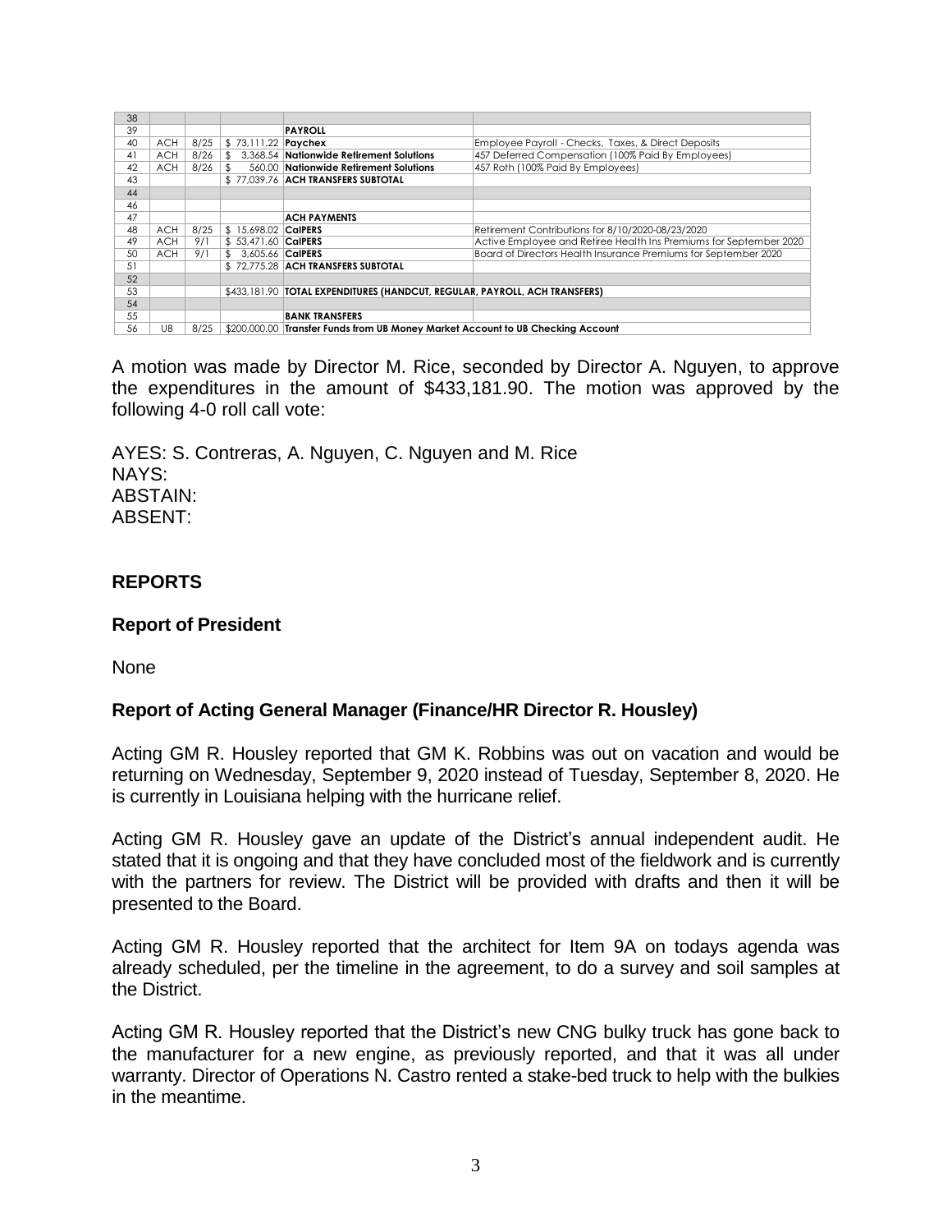| 38 | | | | | |
|---|---|---|---|---|---|
| 39 | | | | **PAYROLL** | |
| 40 | ACH | 8/25 | $ 73,111.22 | **Paychex** | Employee Payroll - Checks, Taxes, & Direct Deposits |
| 41 | ACH | 8/26 | $ 3,368.54 | **Nationwide Retirement Solutions** | 457 Deferred Compensation (100% Paid By Employees) |
| 42 | ACH | 8/26 | $ 560.00 | **Nationwide Retirement Solutions** | 457 Roth (100% Paid By Employees) |
| 43 | | | $ 77,039.76 | **ACH TRANSFERS SUBTOTAL** | |
| 44 | | | | | |
| 46 | | | | | |
| 47 | | | | **ACH PAYMENTS** | |
| 48 | ACH | 8/25 | $ 15,698.02 | **CalPERS** | Retirement Contributions for 8/10/2020-08/23/2020 |
| 49 | ACH | 9/1 | $ 53,471.60 | **CalPERS** | Active Employee and Retiree Health Ins Premiums for September 2020 |
| 50 | ACH | 9/1 | $ 3,605.66 | **CalPERS** | Board of Directors Health Insurance Premiums for September 2020 |
| 51 | | | $ 72,775.28 | **ACH TRANSFERS SUBTOTAL** | |
| 52 | | | | | |
| 53 | | | $433,181.90 | **TOTAL EXPENDITURES (HANDCUT, REGULAR, PAYROLL, ACH TRANSFERS)** | |
| 54 | | | | | |
| 55 | | | | **BANK TRANSFERS** | |
| 56 | UB | 8/25 | $200,000.00 | **Transfer Funds from UB Money Market Account to UB Checking Account** | |

A motion was made by Director M. Rice, seconded by Director A. Nguyen, to approve the expenditures in the amount of $433,181.90. The motion was approved by the following 4-0 roll call vote:

AYES: S. Contreras, A. Nguyen, C. Nguyen and M. Rice
NAYS:
ABSTAIN:
ABSENT:

## REPORTS

### Report of President

None

### Report of Acting General Manager (Finance/HR Director R. Housley)

Acting GM R. Housley reported that GM K. Robbins was out on vacation and would be returning on Wednesday, September 9, 2020 instead of Tuesday, September 8, 2020. He is currently in Louisiana helping with the hurricane relief.

Acting GM R. Housley gave an update of the District's annual independent audit. He stated that it is ongoing and that they have concluded most of the fieldwork and is currently with the partners for review. The District will be provided with drafts and then it will be presented to the Board.

Acting GM R. Housley reported that the architect for Item 9A on todays agenda was already scheduled, per the timeline in the agreement, to do a survey and soil samples at the District.

Acting GM R. Housley reported that the District's new CNG bulky truck has gone back to the manufacturer for a new engine, as previously reported, and that it was all under warranty. Director of Operations N. Castro rented a stake-bed truck to help with the bulkies in the meantime.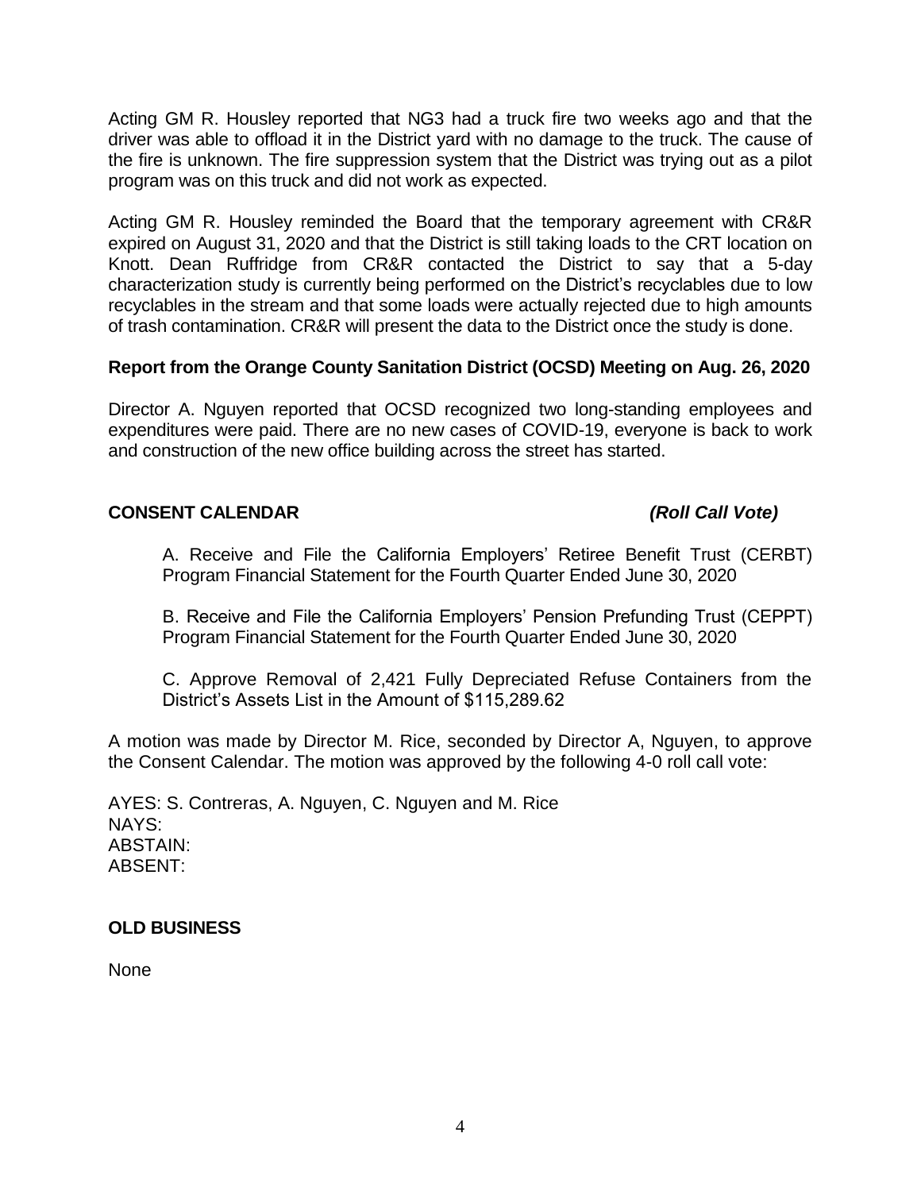Acting GM R. Housley reported that NG3 had a truck fire two weeks ago and that the driver was able to offload it in the District yard with no damage to the truck. The cause of the fire is unknown. The fire suppression system that the District was trying out as a pilot program was on this truck and did not work as expected.

Acting GM R. Housley reminded the Board that the temporary agreement with CR&R expired on August 31, 2020 and that the District is still taking loads to the CRT location on Knott. Dean Ruffridge from CR&R contacted the District to say that a 5-day characterization study is currently being performed on the District's recyclables due to low recyclables in the stream and that some loads were actually rejected due to high amounts of trash contamination. CR&R will present the data to the District once the study is done.

**Report from the Orange County Sanitation District (OCSD) Meeting on Aug. 26, 2020**

Director A. Nguyen reported that OCSD recognized two long-standing employees and expenditures were paid. There are no new cases of COVID-19, everyone is back to work and construction of the new office building across the street has started.

**CONSENT CALENDAR** ***(Roll Call Vote)***

A. Receive and File the California Employers' Retiree Benefit Trust (CERBT) Program Financial Statement for the Fourth Quarter Ended June 30, 2020

B. Receive and File the California Employers' Pension Prefunding Trust (CEPPT) Program Financial Statement for the Fourth Quarter Ended June 30, 2020

C. Approve Removal of 2,421 Fully Depreciated Refuse Containers from the District's Assets List in the Amount of $115,289.62

A motion was made by Director M. Rice, seconded by Director A, Nguyen, to approve the Consent Calendar. The motion was approved by the following 4-0 roll call vote:

AYES: S. Contreras, A. Nguyen, C. Nguyen and M. Rice
NAYS:
ABSTAIN:
ABSENT:

**OLD BUSINESS**

None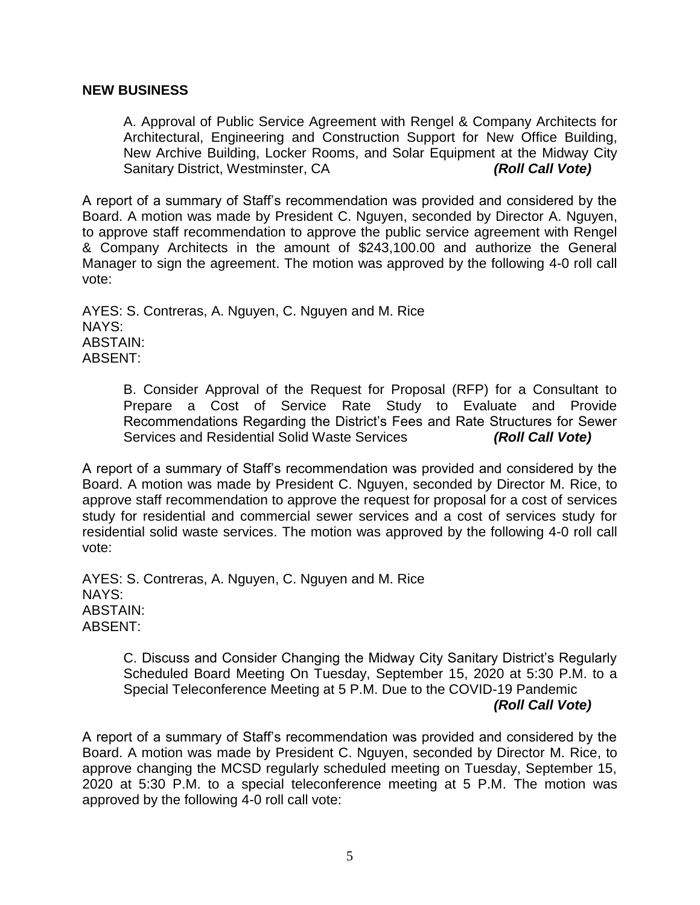**NEW BUSINESS**

A. Approval of Public Service Agreement with Rengel & Company Architects for Architectural, Engineering and Construction Support for New Office Building, New Archive Building, Locker Rooms, and Solar Equipment at the Midway City Sanitary District, Westminster, CA ***(Roll Call Vote)***

A report of a summary of Staff's recommendation was provided and considered by the Board. A motion was made by President C. Nguyen, seconded by Director A. Nguyen, to approve staff recommendation to approve the public service agreement with Rengel & Company Architects in the amount of $243,100.00 and authorize the General Manager to sign the agreement. The motion was approved by the following 4-0 roll call vote:

AYES: S. Contreras, A. Nguyen, C. Nguyen and M. Rice
NAYS:
ABSTAIN:
ABSENT:

B. Consider Approval of the Request for Proposal (RFP) for a Consultant to Prepare a Cost of Service Rate Study to Evaluate and Provide Recommendations Regarding the District's Fees and Rate Structures for Sewer Services and Residential Solid Waste Services ***(Roll Call Vote)***

A report of a summary of Staff's recommendation was provided and considered by the Board. A motion was made by President C. Nguyen, seconded by Director M. Rice, to approve staff recommendation to approve the request for proposal for a cost of services study for residential and commercial sewer services and a cost of services study for residential solid waste services. The motion was approved by the following 4-0 roll call vote:

AYES: S. Contreras, A. Nguyen, C. Nguyen and M. Rice
NAYS:
ABSTAIN:
ABSENT:

C. Discuss and Consider Changing the Midway City Sanitary District's Regularly Scheduled Board Meeting On Tuesday, September 15, 2020 at 5:30 P.M. to a Special Teleconference Meeting at 5 P.M. Due to the COVID-19 Pandemic ***(Roll Call Vote)***

A report of a summary of Staff's recommendation was provided and considered by the Board. A motion was made by President C. Nguyen, seconded by Director M. Rice, to approve changing the MCSD regularly scheduled meeting on Tuesday, September 15, 2020 at 5:30 P.M. to a special teleconference meeting at 5 P.M. The motion was approved by the following 4-0 roll call vote: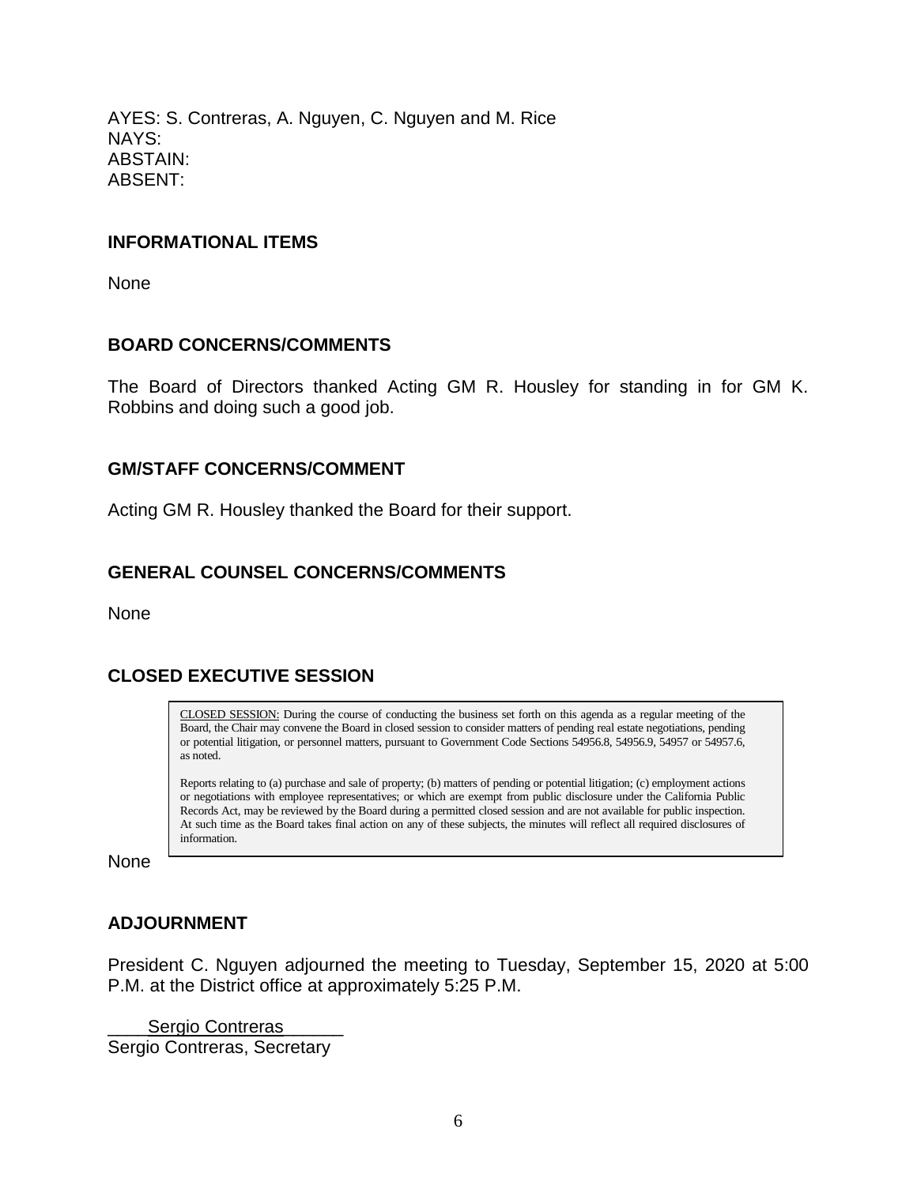AYES: S. Contreras, A. Nguyen, C. Nguyen and M. Rice
NAYS:
ABSTAIN:
ABSENT:

## INFORMATIONAL ITEMS

None

## BOARD CONCERNS/COMMENTS

The Board of Directors thanked Acting GM R. Housley for standing in for GM K. Robbins and doing such a good job.

## GM/STAFF CONCERNS/COMMENT

Acting GM R. Housley thanked the Board for their support.

## GENERAL COUNSEL CONCERNS/COMMENTS

None

## CLOSED EXECUTIVE SESSION

> CLOSED SESSION: During the course of conducting the business set forth on this agenda as a regular meeting of the Board, the Chair may convene the Board in closed session to consider matters of pending real estate negotiations, pending or potential litigation, or personnel matters, pursuant to Government Code Sections 54956.8, 54956.9, 54957 or 54957.6, as noted.
>
> Reports relating to (a) purchase and sale of property; (b) matters of pending or potential litigation; (c) employment actions or negotiations with employee representatives; or which are exempt from public disclosure under the California Public Records Act, may be reviewed by the Board during a permitted closed session and are not available for public inspection. At such time as the Board takes final action on any of these subjects, the minutes will reflect all required disclosures of information.

None

## ADJOURNMENT

President C. Nguyen adjourned the meeting to Tuesday, September 15, 2020 at 5:00 P.M. at the District office at approximately 5:25 P.M.

____Sergio Contreras______
Sergio Contreras, Secretary